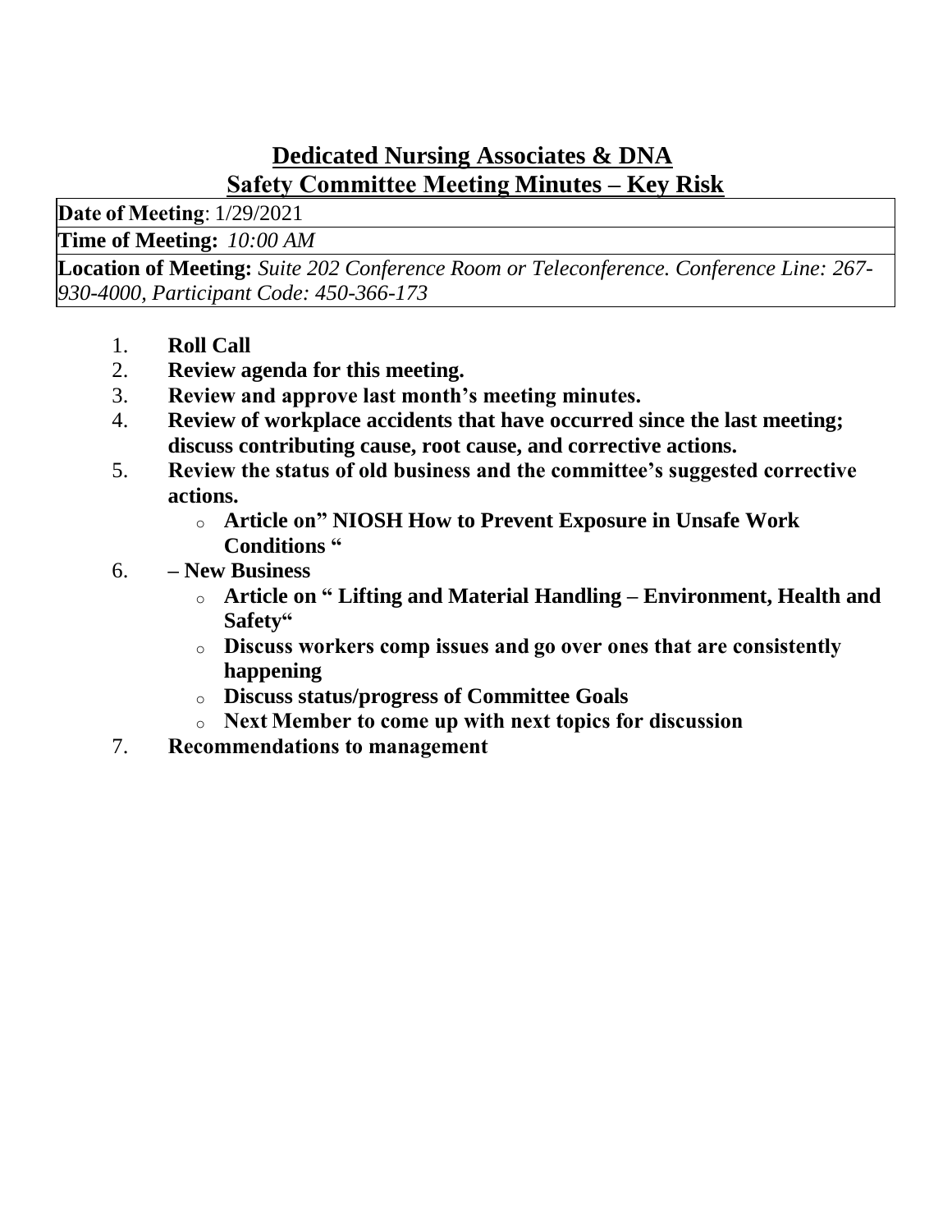# Dedicated Nursing Associates & DNA
# Safety Committee Meeting Minutes – Key Risk

| **Date of Meeting**: 1/29/2021 |
|---|
| **Time of Meeting:** *10:00 AM* |
| **Location of Meeting:** *Suite 202 Conference Room or Teleconference. Conference Line: 267-930-4000, Participant Code: 450-366-173* |

1. **Roll Call**
2. **Review agenda for this meeting.**
3. **Review and approve last month's meeting minutes.**
4. **Review of workplace accidents that have occurred since the last meeting; discuss contributing cause, root cause, and corrective actions.**
5. **Review the status of old business and the committee's suggested corrective actions.**
   - **Article on" NIOSH How to Prevent Exposure in Unsafe Work Conditions "**
6. **– New Business**
   - **Article on " Lifting and Material Handling – Environment, Health and Safety"**
   - **Discuss workers comp issues and go over ones that are consistently happening**
   - **Discuss status/progress of Committee Goals**
   - **Next Member to come up with next topics for discussion**
7. **Recommendations to management**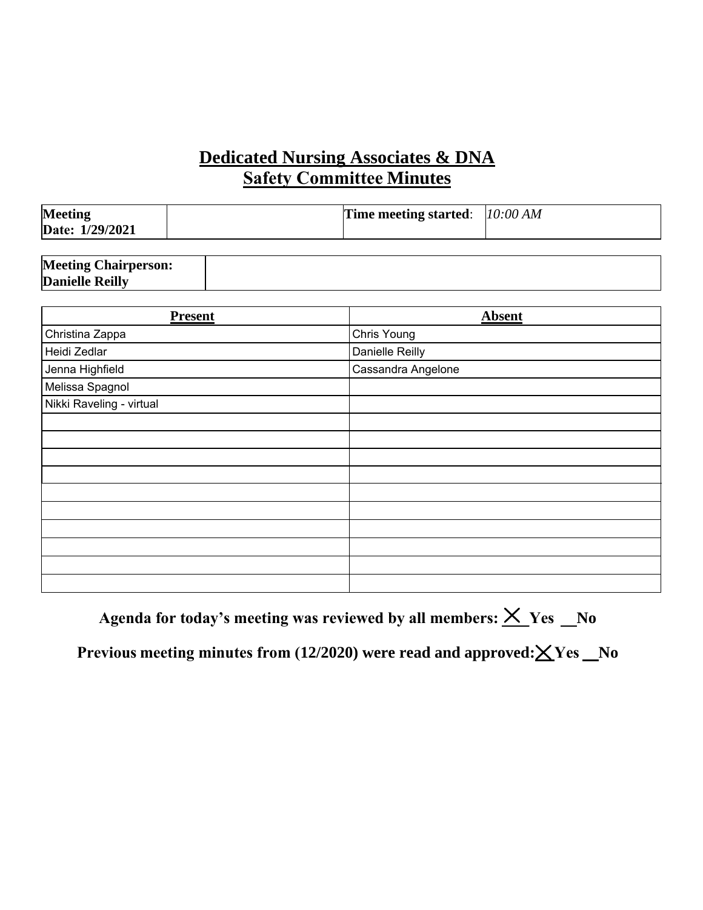# Dedicated Nursing Associates & DNA
# Safety Committee Minutes

| **Meeting Date: 1/29/2021** | | **Time meeting started**: | *10:00 AM* |
|---|---|---|---|

| **Meeting Chairperson: Danielle Reilly** | |
|---|---|

| Present | Absent |
|---|---|
| Christina Zappa | Chris Young |
| Heidi Zedlar | Danielle Reilly |
| Jenna Highfield | Cassandra Angelone |
| Melissa Spagnol | |
| Nikki Raveling - virtual | |
| | |
| | |
| | |
| | |
| | |
| | |
| | |
| | |
| | |
| | |

**Agenda for today's meeting was reviewed by all members: X Yes __No**

**Previous meeting minutes from (12/2020) were read and approved: X Yes __No**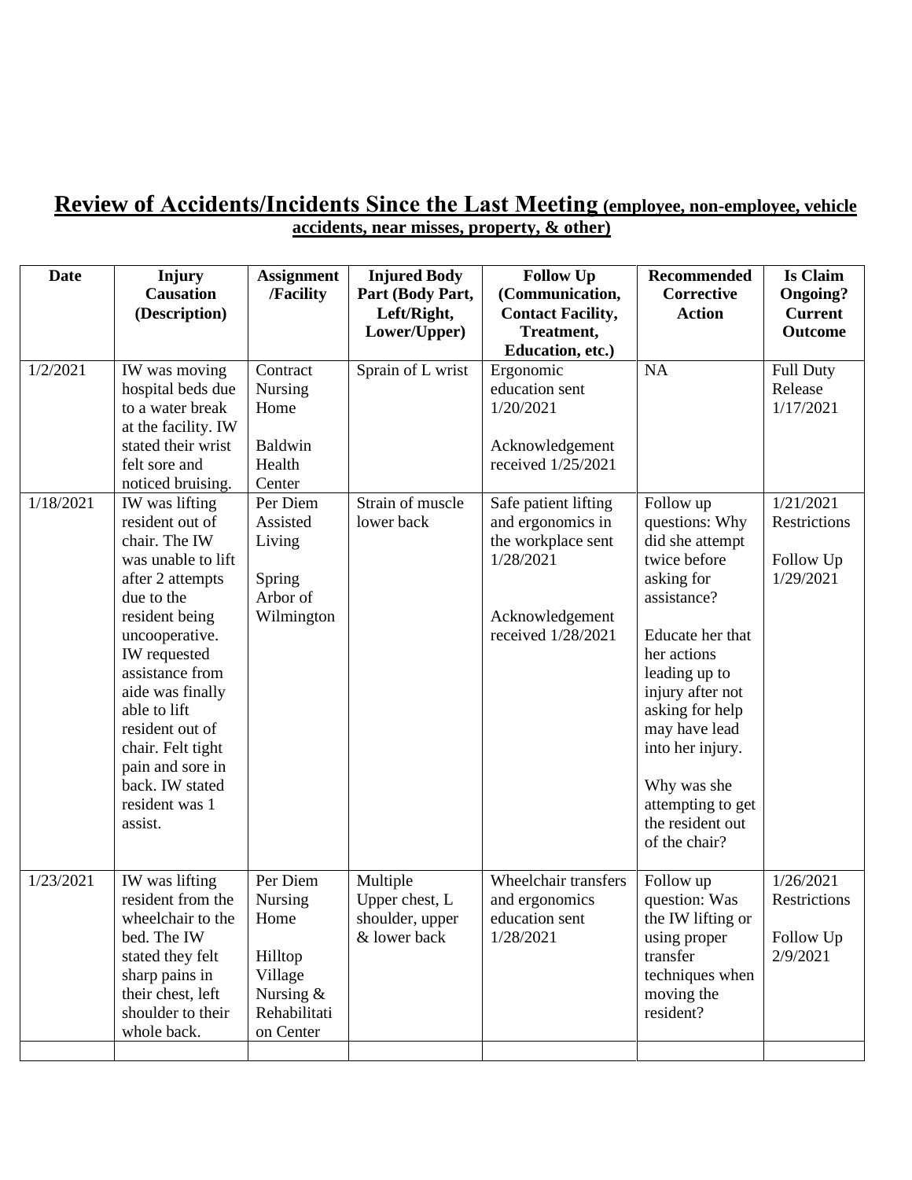## Review of Accidents/Incidents Since the Last Meeting (employee, non-employee, vehicle accidents, near misses, property, & other)

| Date | Injury Causation (Description) | Assignment /Facility | Injured Body Part (Body Part, Left/Right, Lower/Upper) | Follow Up (Communication, Contact Facility, Treatment, Education, etc.) | Recommended Corrective Action | Is Claim Ongoing? Current Outcome |
|---|---|---|---|---|---|---|
| 1/2/2021 | IW was moving hospital beds due to a water break at the facility. IW stated their wrist felt sore and noticed bruising. | Contract Nursing Home<br><br>Baldwin Health Center | Sprain of L wrist | Ergonomic education sent 1/20/2021<br><br>Acknowledgement received 1/25/2021 | NA | Full Duty Release 1/17/2021 |
| 1/18/2021 | IW was lifting resident out of chair. The IW was unable to lift after 2 attempts due to the resident being uncooperative. IW requested assistance from aide was finally able to lift resident out of chair. Felt tight pain and sore in back. IW stated resident was 1 assist. | Per Diem Assisted Living<br><br>Spring Arbor of Wilmington | Strain of muscle lower back | Safe patient lifting and ergonomics in the workplace sent 1/28/2021<br><br>Acknowledgement received 1/28/2021 | Follow up questions: Why did she attempt twice before asking for assistance?<br><br>Educate her that her actions leading up to injury after not asking for help may have lead into her injury.<br><br>Why was she attempting to get the resident out of the chair? | 1/21/2021 Restrictions<br><br>Follow Up 1/29/2021 |
| 1/23/2021 | IW was lifting resident from the wheelchair to the bed. The IW stated they felt sharp pains in their chest, left shoulder to their whole back. | Per Diem Nursing Home<br><br>Hilltop Village Nursing & Rehabilitation Center | Multiple Upper chest, L shoulder, upper & lower back | Wheelchair transfers and ergonomics education sent 1/28/2021 | Follow up question: Was the IW lifting or using proper transfer techniques when moving the resident? | 1/26/2021 Restrictions<br><br>Follow Up 2/9/2021 |
| | | | | | | |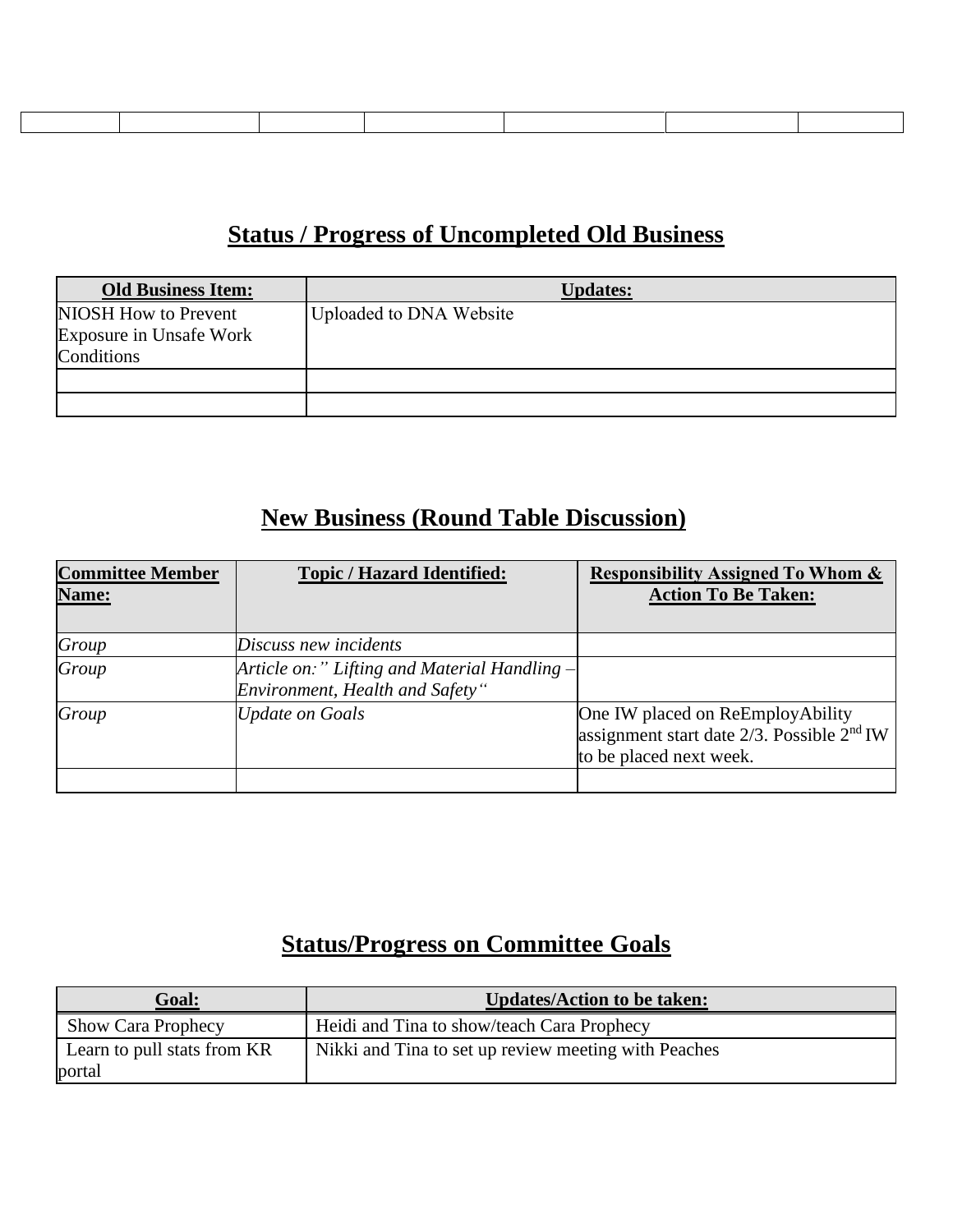| | | | | | | |
|---|---|---|---|---|---|---|
| | | | | | | |

## Status / Progress of Uncompleted Old Business

| Old Business Item: | Updates: |
|---|---|
| NIOSH How to Prevent Exposure in Unsafe Work Conditions | Uploaded to DNA Website |
| | |
| | |

## New Business (Round Table Discussion)

| Committee Member Name: | Topic / Hazard Identified: | Responsibility Assigned To Whom & Action To Be Taken: |
|---|---|---|
| *Group* | *Discuss new incidents* | |
| *Group* | *Article on:" Lifting and Material Handling – Environment, Health and Safety"* | |
| *Group* | *Update on Goals* | One IW placed on ReEmployAbility assignment start date 2/3. Possible 2nd IW to be placed next week. |
| | | |

## Status/Progress on Committee Goals

| Goal: | Updates/Action to be taken: |
|---|---|
| Show Cara Prophecy | Heidi and Tina to show/teach Cara Prophecy |
| Learn to pull stats from KR portal | Nikki and Tina to set up review meeting with Peaches |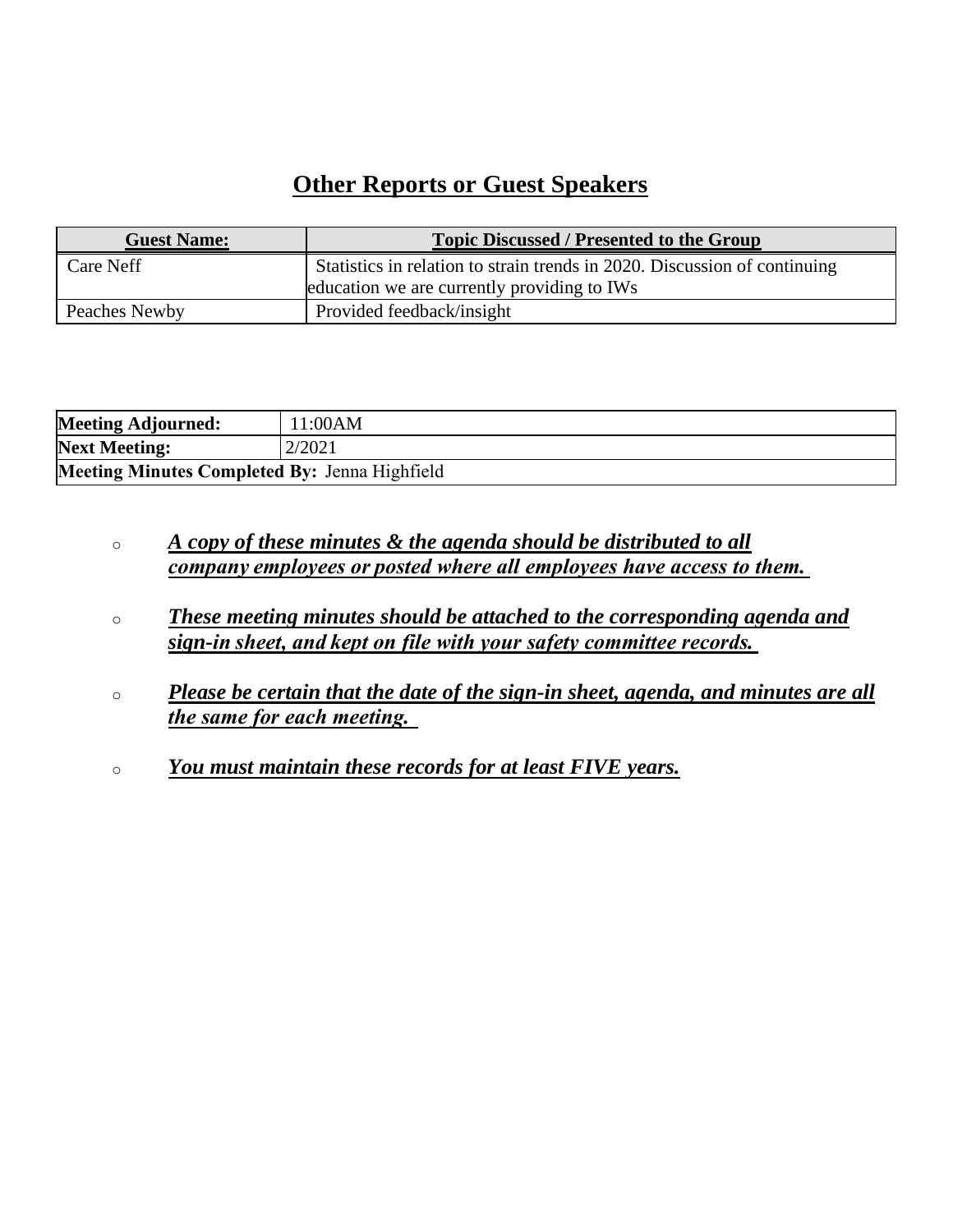## Other Reports or Guest Speakers

| Guest Name: | Topic Discussed / Presented to the Group |
|---|---|
| Care Neff | Statistics in relation to strain trends in 2020. Discussion of continuing education we are currently providing to IWs |
| Peaches Newby | Provided feedback/insight |

| | |
|---|---|
| **Meeting Adjourned:** | 11:00AM |
| **Next Meeting:** | 2/2021 |
| **Meeting Minutes Completed By:** Jenna Highfield | |

- ***A copy of these minutes & the agenda should be distributed to all company employees or posted where all employees have access to them.***
- ***These meeting minutes should be attached to the corresponding agenda and sign-in sheet, and kept on file with your safety committee records.***
- ***Please be certain that the date of the sign-in sheet, agenda, and minutes are all the same for each meeting.***
- ***You must maintain these records for at least FIVE years.***